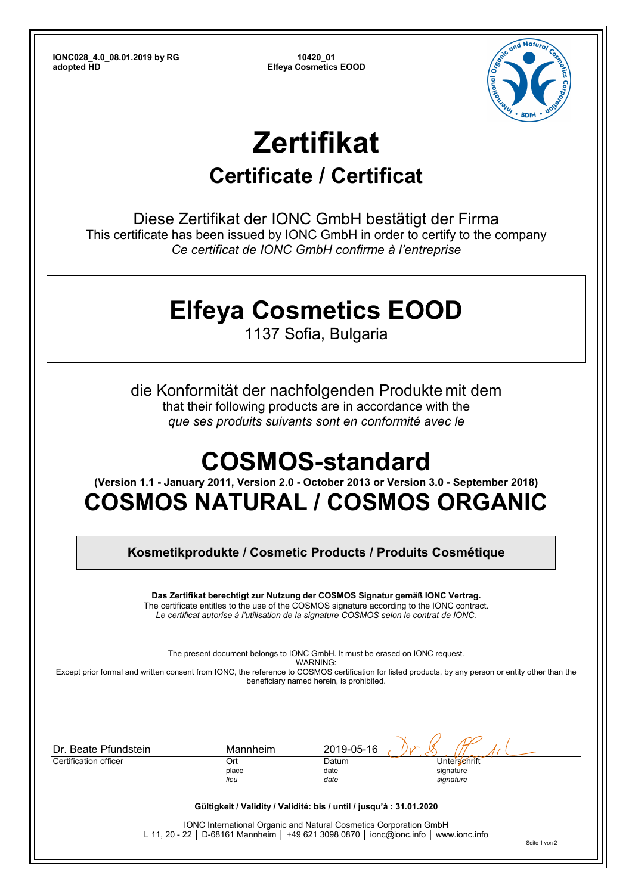**IONC028_4.0_08.01.2019 by RG**
**adopted HD**

**10420_01**
**Elfeya Cosmetics EOOD**

# Zertifikat

## Certificate / Certificat

Diese Zertifikat der IONC GmbH bestätigt der Firma
This certificate has been issued by IONC GmbH in order to certify to the company
*Ce certificat de IONC GmbH confirme à l'entreprise*

# Elfeya Cosmetics EOOD

1137 Sofia, Bulgaria

die Konformität der nachfolgenden Produkte mit dem
that their following products are in accordance with the
*que ses produits suivants sont en conformité avec le*

# COSMOS-standard

**(Version 1.1 - January 2011, Version 2.0 - October 2013 or Version 3.0 - September 2018)**

# COSMOS NATURAL / COSMOS ORGANIC

**Kosmetikprodukte / Cosmetic Products / Produits Cosmétique**

**Das Zertifikat berechtigt zur Nutzung der COSMOS Signatur gemäß IONC Vertrag.**
The certificate entitles to the use of the COSMOS signature according to the IONC contract.
*Le certificat autorise à l'utilisation de la signature COSMOS selon le contrat de IONC.*

The present document belongs to IONC GmbH. It must be erased on IONC request.
WARNING:
Except prior formal and written consent from IONC, the reference to COSMOS certification for listed products, by any person or entity other than the beneficiary named herein, is prohibited.

| Dr. Beate Pfundstein | Mannheim | 2019-05-16 | |
|---|---|---|---|
| Certification officer | Ort / place / *lieu* | Datum / date / *date* | Unterschrift / signature / *signature* |

**Gültigkeit / Validity / Validité: bis / until / jusqu'à : 31.01.2020**

IONC International Organic and Natural Cosmetics Corporation GmbH
L 11, 20 - 22 │ D-68161 Mannheim │ +49 621 3098 0870 │ ionc@ionc.info │ www.ionc.info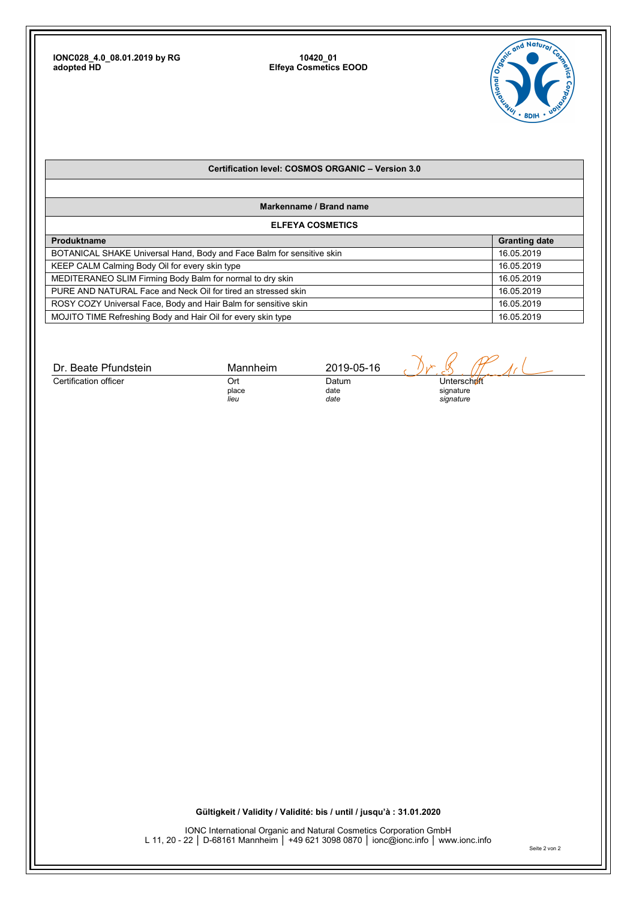IONC028_4.0_08.01.2019 by RG
adopted HD

**10420_01**
**Elfeya Cosmetics EOOD**

**Certification level: COSMOS ORGANIC – Version 3.0**

**Markenname / Brand name**

**ELFEYA COSMETICS**

| Produktname | Granting date |
|---|---|
| BOTANICAL SHAKE Universal Hand, Body and Face Balm for sensitive skin | 16.05.2019 |
| KEEP CALM Calming Body Oil for every skin type | 16.05.2019 |
| MEDITERANEO SLIM Firming Body Balm for normal to dry skin | 16.05.2019 |
| PURE AND NATURAL Face and Neck Oil for tired an stressed skin | 16.05.2019 |
| ROSY COZY Universal Face, Body and Hair Balm for sensitive skin | 16.05.2019 |
| MOJITO TIME Refreshing Body and Hair Oil for every skin type | 16.05.2019 |

| Dr. Beate Pfundstein | Mannheim | 2019-05-16 | |
|---|---|---|---|
| Certification officer | Ort<br>place<br>*lieu* | Datum<br>date<br>*date* | Unterschrift<br>signature<br>*signature* |

**Gültigkeit / Validity / Validité: bis / until / jusqu'à : 31.01.2020**

IONC International Organic and Natural Cosmetics Corporation GmbH
L 11, 20 - 22 │ D-68161 Mannheim │ +49 621 3098 0870 │ ionc@ionc.info │ www.ionc.info